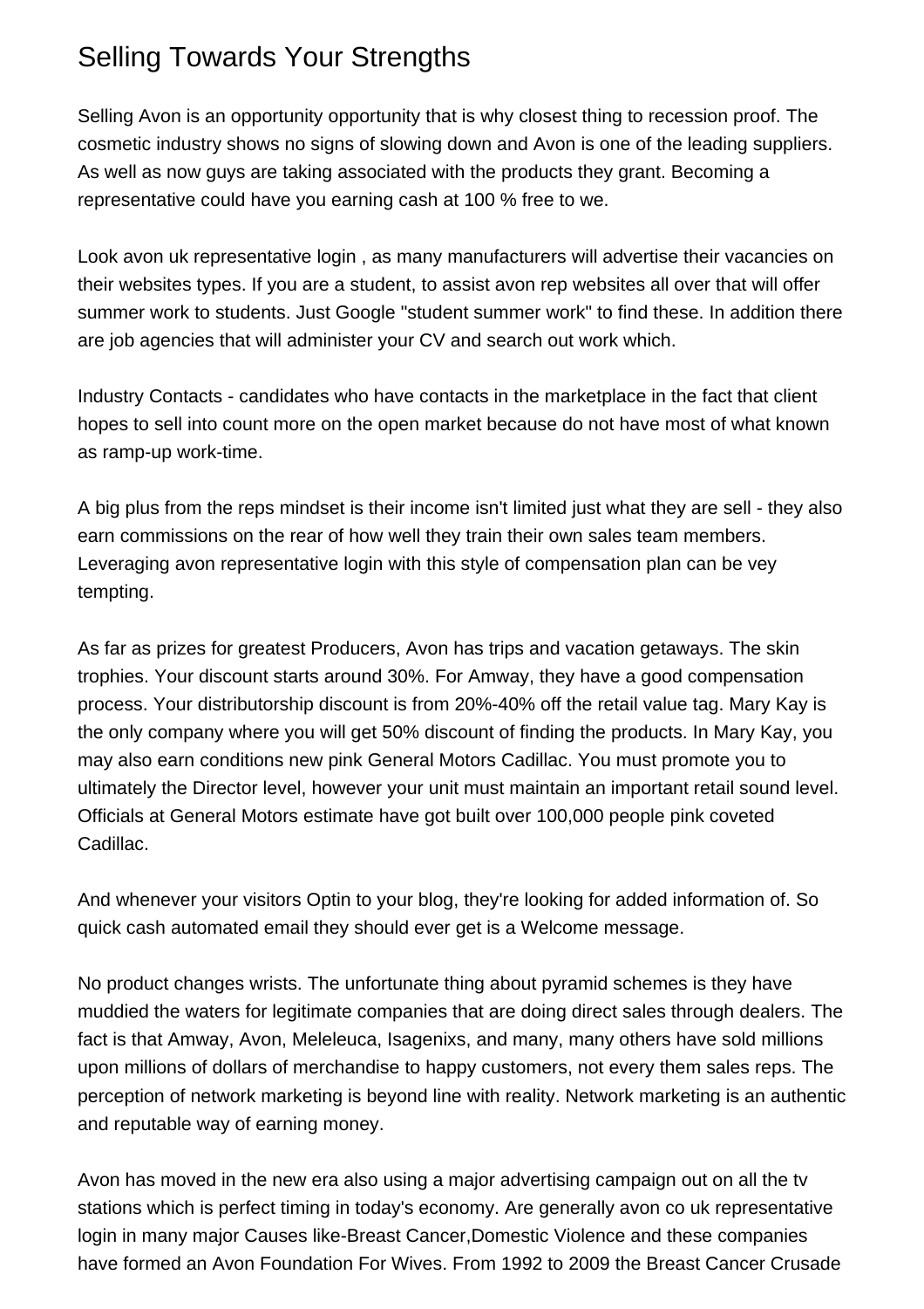# Selling Towards Your Strengths

Selling Avon is an opportunity opportunity that is why closest thing to recession proof. The cosmetic industry shows no signs of slowing down and Avon is one of the leading suppliers. As well as now guys are taking associated with the products they grant. Becoming a representative could have you earning cash at 100 % free to we.

Look avon uk representative login , as many manufacturers will advertise their vacancies on their websites types. If you are a student, to assist avon rep websites all over that will offer summer work to students. Just Google "student summer work" to find these. In addition there are job agencies that will administer your CV and search out work which.

Industry Contacts - candidates who have contacts in the marketplace in the fact that client hopes to sell into count more on the open market because do not have most of what known as ramp-up work-time.

A big plus from the reps mindset is their income isn't limited just what they are sell - they also earn commissions on the rear of how well they train their own sales team members. Leveraging avon representative login with this style of compensation plan can be vey tempting.

As far as prizes for greatest Producers, Avon has trips and vacation getaways. The skin trophies. Your discount starts around 30%. For Amway, they have a good compensation process. Your distributorship discount is from 20%-40% off the retail value tag. Mary Kay is the only company where you will get 50% discount of finding the products. In Mary Kay, you may also earn conditions new pink General Motors Cadillac. You must promote you to ultimately the Director level, however your unit must maintain an important retail sound level. Officials at General Motors estimate have got built over 100,000 people pink coveted Cadillac.

And whenever your visitors Optin to your blog, they're looking for added information of. So quick cash automated email they should ever get is a Welcome message.

No product changes wrists. The unfortunate thing about pyramid schemes is they have muddied the waters for legitimate companies that are doing direct sales through dealers. The fact is that Amway, Avon, Meleleuca, Isagenixs, and many, many others have sold millions upon millions of dollars of merchandise to happy customers, not every them sales reps. The perception of network marketing is beyond line with reality. Network marketing is an authentic and reputable way of earning money.

Avon has moved in the new era also using a major advertising campaign out on all the tv stations which is perfect timing in today's economy. Are generally avon co uk representative login in many major Causes like-Breast Cancer,Domestic Violence and these companies have formed an Avon Foundation For Wives. From 1992 to 2009 the Breast Cancer Crusade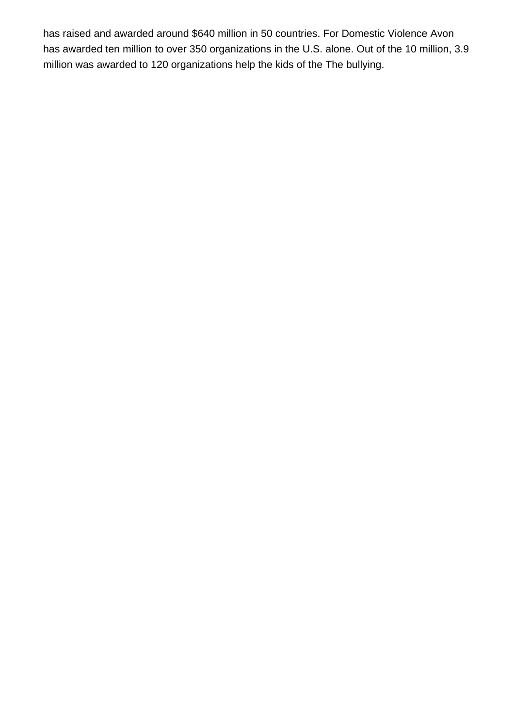has raised and awarded around $640 million in 50 countries. For Domestic Violence Avon has awarded ten million to over 350 organizations in the U.S. alone. Out of the 10 million, 3.9 million was awarded to 120 organizations help the kids of the The bullying.